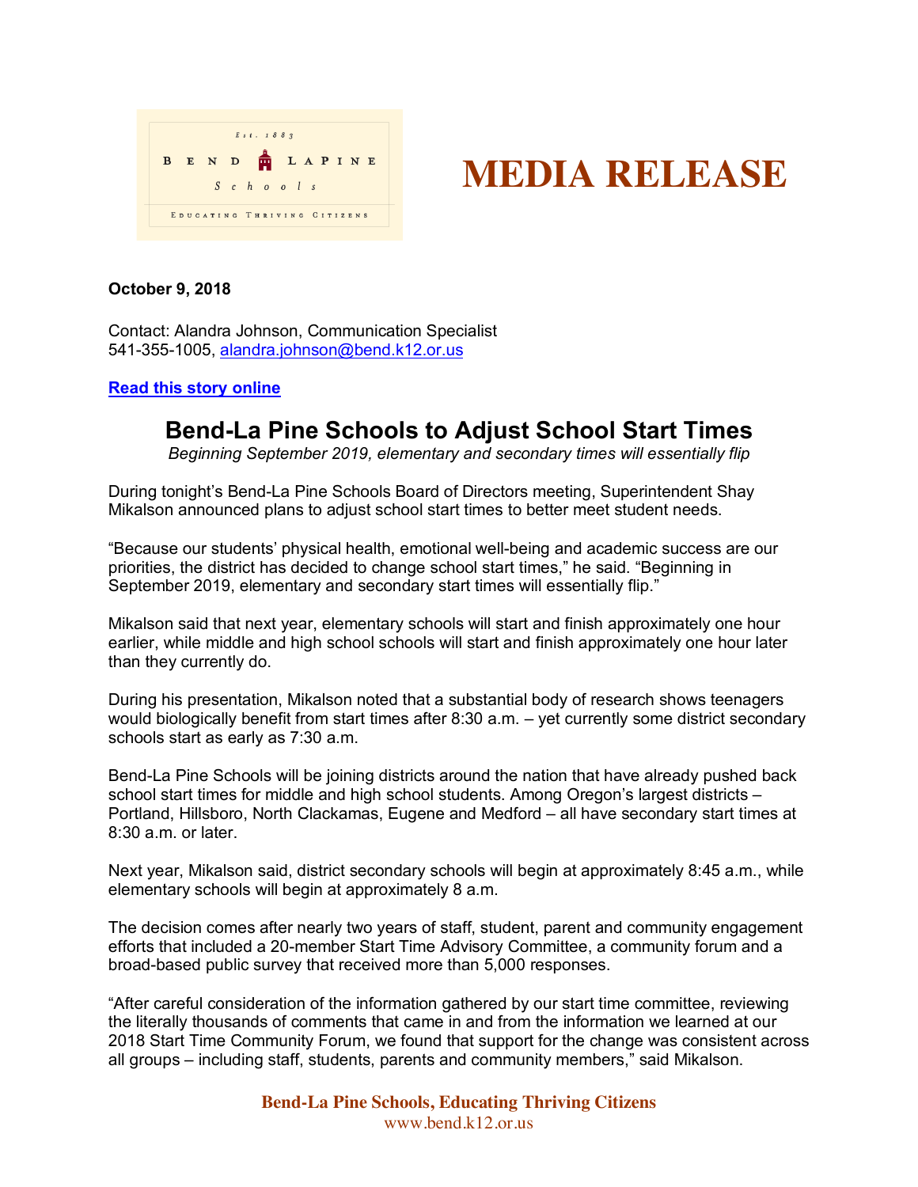Est. 1883

BEND LAPINE Schools

EDUCATING THRIVING CITIZENS

# MEDIA RELEASE

**October 9, 2018**

Contact: Alandra Johnson, Communication Specialist
541-355-1005, alandra.johnson@bend.k12.or.us

**Read this story online**

## Bend-La Pine Schools to Adjust School Start Times

*Beginning September 2019, elementary and secondary times will essentially flip*

During tonight's Bend-La Pine Schools Board of Directors meeting, Superintendent Shay Mikalson announced plans to adjust school start times to better meet student needs.

"Because our students' physical health, emotional well-being and academic success are our priorities, the district has decided to change school start times," he said. "Beginning in September 2019, elementary and secondary start times will essentially flip."

Mikalson said that next year, elementary schools will start and finish approximately one hour earlier, while middle and high school schools will start and finish approximately one hour later than they currently do.

During his presentation, Mikalson noted that a substantial body of research shows teenagers would biologically benefit from start times after 8:30 a.m. – yet currently some district secondary schools start as early as 7:30 a.m.

Bend-La Pine Schools will be joining districts around the nation that have already pushed back school start times for middle and high school students. Among Oregon's largest districts – Portland, Hillsboro, North Clackamas, Eugene and Medford – all have secondary start times at 8:30 a.m. or later.

Next year, Mikalson said, district secondary schools will begin at approximately 8:45 a.m., while elementary schools will begin at approximately 8 a.m.

The decision comes after nearly two years of staff, student, parent and community engagement efforts that included a 20-member Start Time Advisory Committee, a community forum and a broad-based public survey that received more than 5,000 responses.

"After careful consideration of the information gathered by our start time committee, reviewing the literally thousands of comments that came in and from the information we learned at our 2018 Start Time Community Forum, we found that support for the change was consistent across all groups – including staff, students, parents and community members," said Mikalson.

**Bend-La Pine Schools, Educating Thriving Citizens**
www.bend.k12.or.us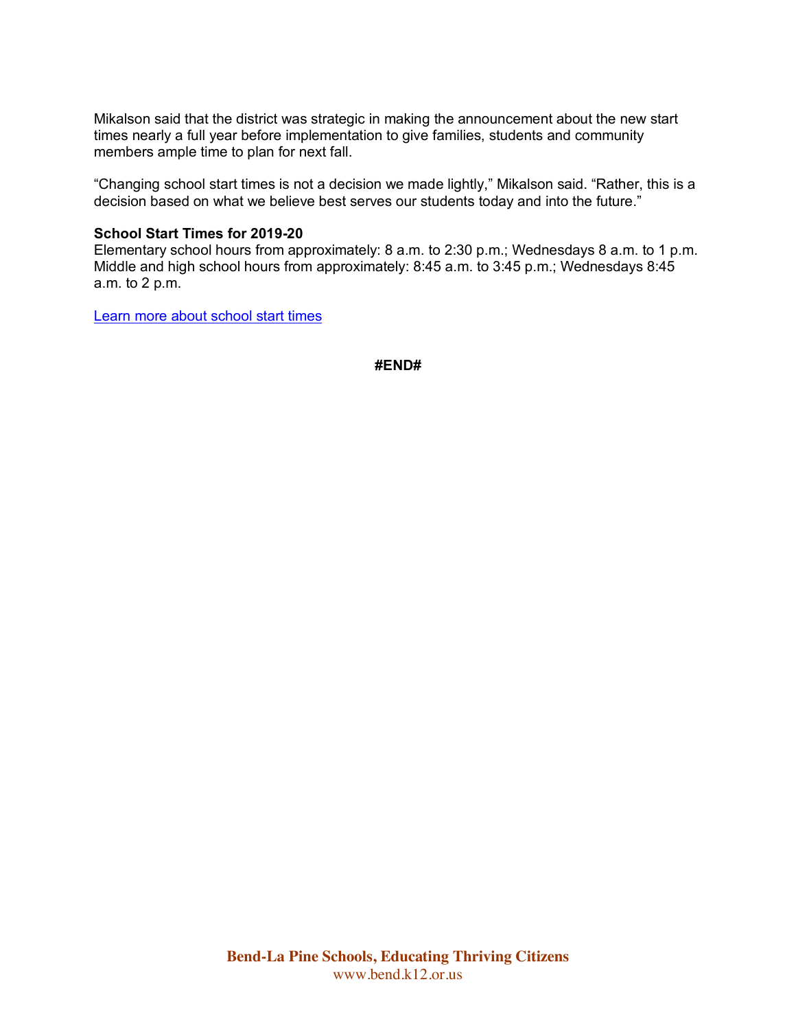Mikalson said that the district was strategic in making the announcement about the new start times nearly a full year before implementation to give families, students and community members ample time to plan for next fall.

"Changing school start times is not a decision we made lightly," Mikalson said. "Rather, this is a decision based on what we believe best serves our students today and into the future."

**School Start Times for 2019-20**
Elementary school hours from approximately: 8 a.m. to 2:30 p.m.; Wednesdays 8 a.m. to 1 p.m.
Middle and high school hours from approximately: 8:45 a.m. to 3:45 p.m.; Wednesdays 8:45 a.m. to 2 p.m.

Learn more about school start times

**#END#**